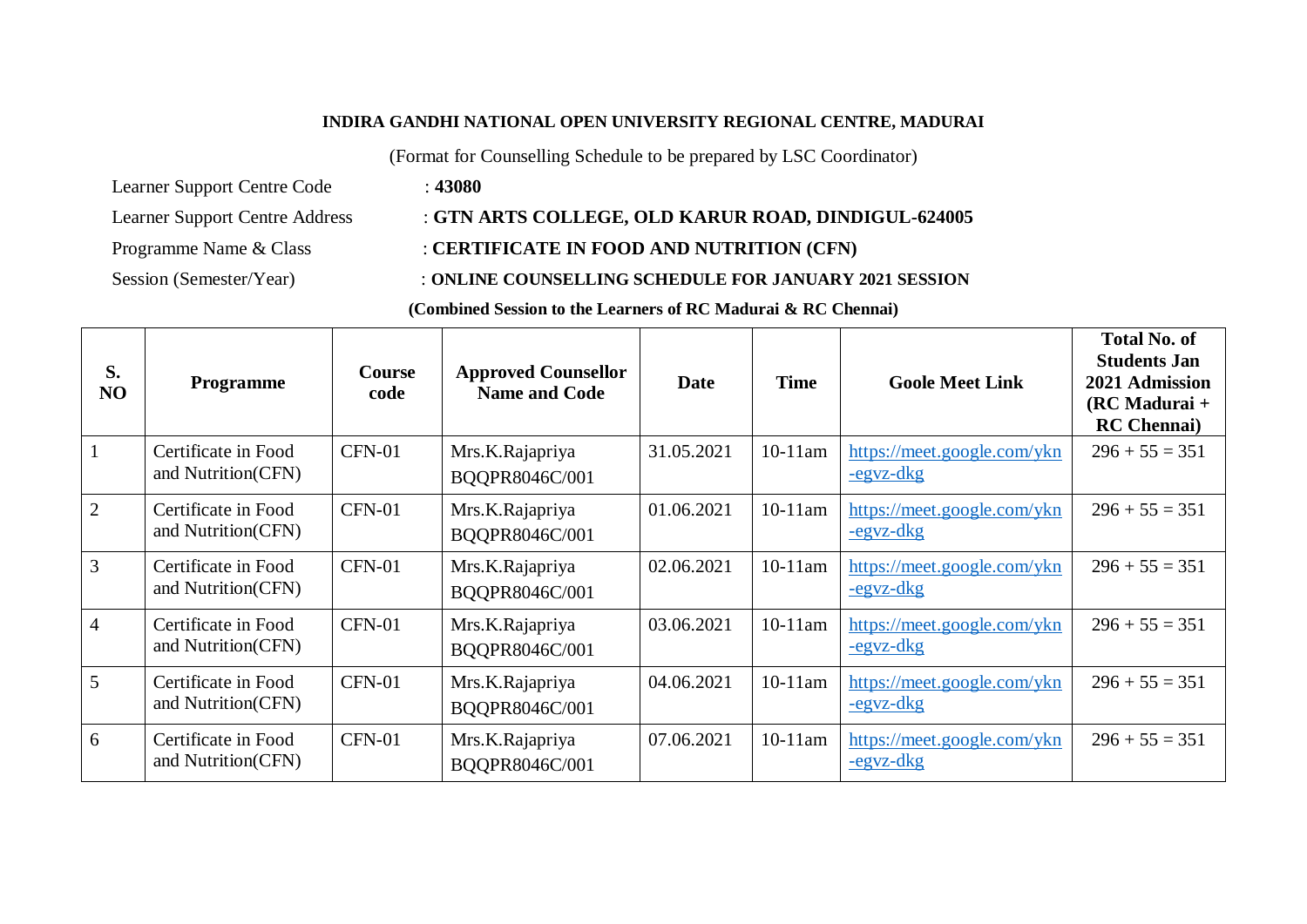**INDIRA GANDHI NATIONAL OPEN UNIVERSITY REGIONAL CENTRE, MADURAI**

(Format for Counselling Schedule to be prepared by LSC Coordinator)

Learner Support Centre Code : **43080**

Learner Support Centre Address : **GTN ARTS COLLEGE, OLD KARUR ROAD, DINDIGUL-624005**

Programme Name & Class : **CERTIFICATE IN FOOD AND NUTRITION (CFN)**

Session (Semester/Year) : **ONLINE COUNSELLING SCHEDULE FOR JANUARY 2021 SESSION**

**(Combined Session to the Learners of RC Madurai & RC Chennai)**

| S. NO | Programme | Course code | Approved Counsellor Name and Code | Date | Time | Goole Meet Link | Total No. of Students Jan 2021 Admission (RC Madurai + RC Chennai) |
|---|---|---|---|---|---|---|---|
| 1 | Certificate in Food and Nutrition(CFN) | CFN-01 | Mrs.K.Rajapriya BQQPR8046C/001 | 31.05.2021 | 10-11am | https://meet.google.com/ykn-egvz-dkg | 296 + 55 = 351 |
| 2 | Certificate in Food and Nutrition(CFN) | CFN-01 | Mrs.K.Rajapriya BQQPR8046C/001 | 01.06.2021 | 10-11am | https://meet.google.com/ykn-egvz-dkg | 296 + 55 = 351 |
| 3 | Certificate in Food and Nutrition(CFN) | CFN-01 | Mrs.K.Rajapriya BQQPR8046C/001 | 02.06.2021 | 10-11am | https://meet.google.com/ykn-egvz-dkg | 296 + 55 = 351 |
| 4 | Certificate in Food and Nutrition(CFN) | CFN-01 | Mrs.K.Rajapriya BQQPR8046C/001 | 03.06.2021 | 10-11am | https://meet.google.com/ykn-egvz-dkg | 296 + 55 = 351 |
| 5 | Certificate in Food and Nutrition(CFN) | CFN-01 | Mrs.K.Rajapriya BQQPR8046C/001 | 04.06.2021 | 10-11am | https://meet.google.com/ykn-egvz-dkg | 296 + 55 = 351 |
| 6 | Certificate in Food and Nutrition(CFN) | CFN-01 | Mrs.K.Rajapriya BQQPR8046C/001 | 07.06.2021 | 10-11am | https://meet.google.com/ykn-egvz-dkg | 296 + 55 = 351 |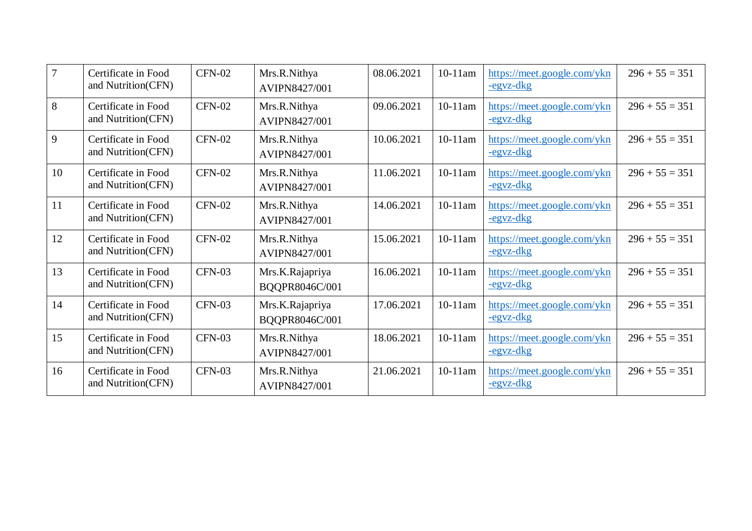| 7 | Certificate in Food and Nutrition(CFN) | CFN-02 | Mrs.R.Nithya AVIPN8427/001 | 08.06.2021 | 10-11am | https://meet.google.com/ykn-egvz-dkg | 296 + 55 = 351 |
|---|---|---|---|---|---|---|---|
| 8 | Certificate in Food and Nutrition(CFN) | CFN-02 | Mrs.R.Nithya AVIPN8427/001 | 09.06.2021 | 10-11am | https://meet.google.com/ykn-egvz-dkg | 296 + 55 = 351 |
| 9 | Certificate in Food and Nutrition(CFN) | CFN-02 | Mrs.R.Nithya AVIPN8427/001 | 10.06.2021 | 10-11am | https://meet.google.com/ykn-egvz-dkg | 296 + 55 = 351 |
| 10 | Certificate in Food and Nutrition(CFN) | CFN-02 | Mrs.R.Nithya AVIPN8427/001 | 11.06.2021 | 10-11am | https://meet.google.com/ykn-egvz-dkg | 296 + 55 = 351 |
| 11 | Certificate in Food and Nutrition(CFN) | CFN-02 | Mrs.R.Nithya AVIPN8427/001 | 14.06.2021 | 10-11am | https://meet.google.com/ykn-egvz-dkg | 296 + 55 = 351 |
| 12 | Certificate in Food and Nutrition(CFN) | CFN-02 | Mrs.R.Nithya AVIPN8427/001 | 15.06.2021 | 10-11am | https://meet.google.com/ykn-egvz-dkg | 296 + 55 = 351 |
| 13 | Certificate in Food and Nutrition(CFN) | CFN-03 | Mrs.K.Rajapriya BQQPR8046C/001 | 16.06.2021 | 10-11am | https://meet.google.com/ykn-egvz-dkg | 296 + 55 = 351 |
| 14 | Certificate in Food and Nutrition(CFN) | CFN-03 | Mrs.K.Rajapriya BQQPR8046C/001 | 17.06.2021 | 10-11am | https://meet.google.com/ykn-egvz-dkg | 296 + 55 = 351 |
| 15 | Certificate in Food and Nutrition(CFN) | CFN-03 | Mrs.R.Nithya AVIPN8427/001 | 18.06.2021 | 10-11am | https://meet.google.com/ykn-egvz-dkg | 296 + 55 = 351 |
| 16 | Certificate in Food and Nutrition(CFN) | CFN-03 | Mrs.R.Nithya AVIPN8427/001 | 21.06.2021 | 10-11am | https://meet.google.com/ykn-egvz-dkg | 296 + 55 = 351 |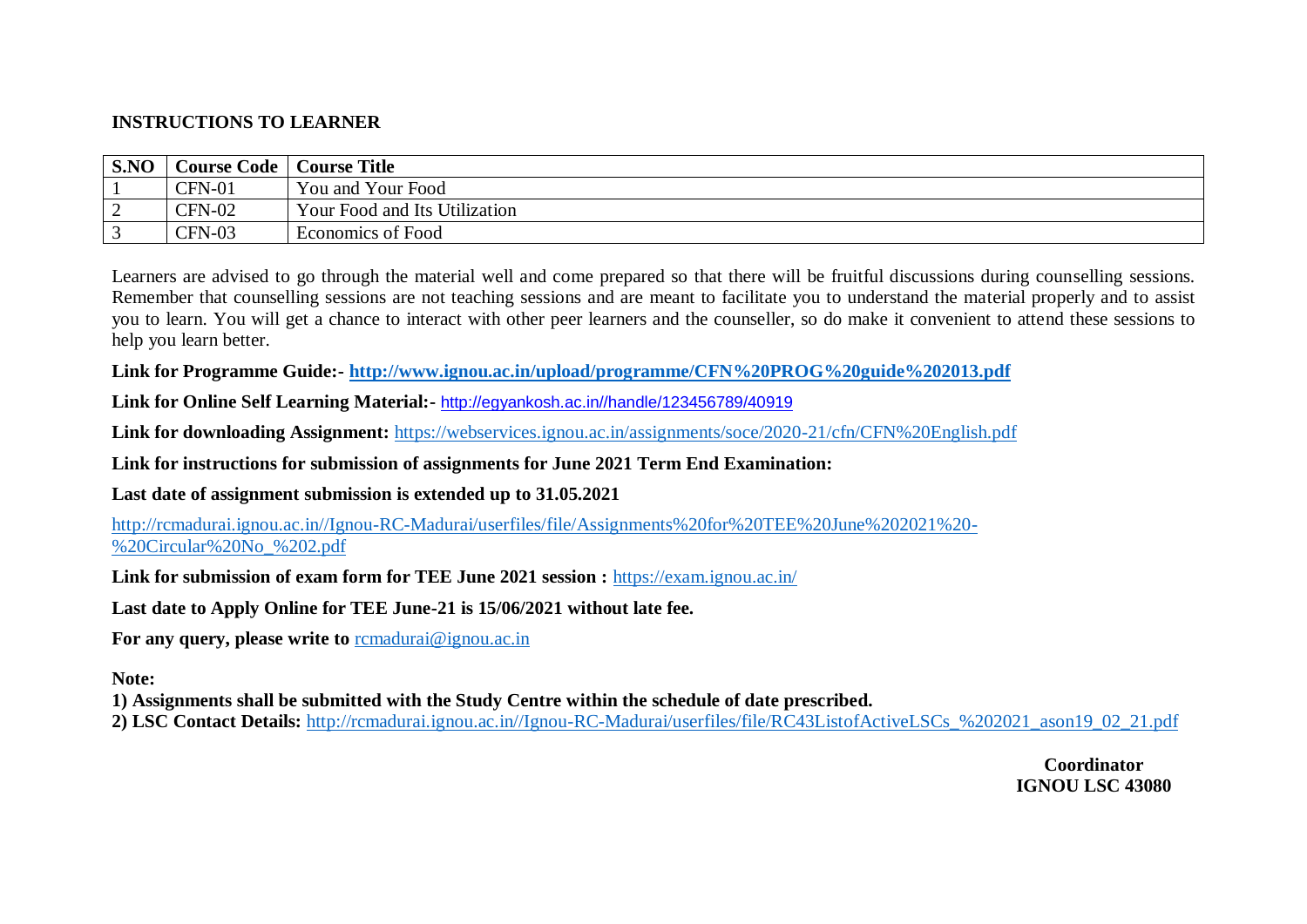**INSTRUCTIONS TO LEARNER**

| S.NO | Course Code | Course Title |
|---|---|---|
| 1 | CFN-01 | You and Your Food |
| 2 | CFN-02 | Your Food and Its Utilization |
| 3 | CFN-03 | Economics of Food |

Learners are advised to go through the material well and come prepared so that there will be fruitful discussions during counselling sessions. Remember that counselling sessions are not teaching sessions and are meant to facilitate you to understand the material properly and to assist you to learn. You will get a chance to interact with other peer learners and the counseller, so do make it convenient to attend these sessions to help you learn better.

**Link for Programme Guide:- http://www.ignou.ac.in/upload/programme/CFN%20PROG%20guide%202013.pdf**

**Link for Online Self Learning Material:-** http://egyankosh.ac.in//handle/123456789/40919

**Link for downloading Assignment:** https://webservices.ignou.ac.in/assignments/soce/2020-21/cfn/CFN%20English.pdf

**Link for instructions for submission of assignments for June 2021 Term End Examination:**

**Last date of assignment submission is extended up to 31.05.2021**

http://rcmadurai.ignou.ac.in//Ignou-RC-Madurai/userfiles/file/Assignments%20for%20TEE%20June%202021%20-%20Circular%20No_%202.pdf

**Link for submission of exam form for TEE June 2021 session :** https://exam.ignou.ac.in/

**Last date to Apply Online for TEE June-21 is 15/06/2021 without late fee.**

**For any query, please write to** rcmadurai@ignou.ac.in

**Note:**

**1) Assignments shall be submitted with the Study Centre within the schedule of date prescribed.**
**2) LSC Contact Details:** http://rcmadurai.ignou.ac.in//Ignou-RC-Madurai/userfiles/file/RC43ListofActiveLSCs_%202021_ason19_02_21.pdf

**Coordinator**
**IGNOU LSC 43080**